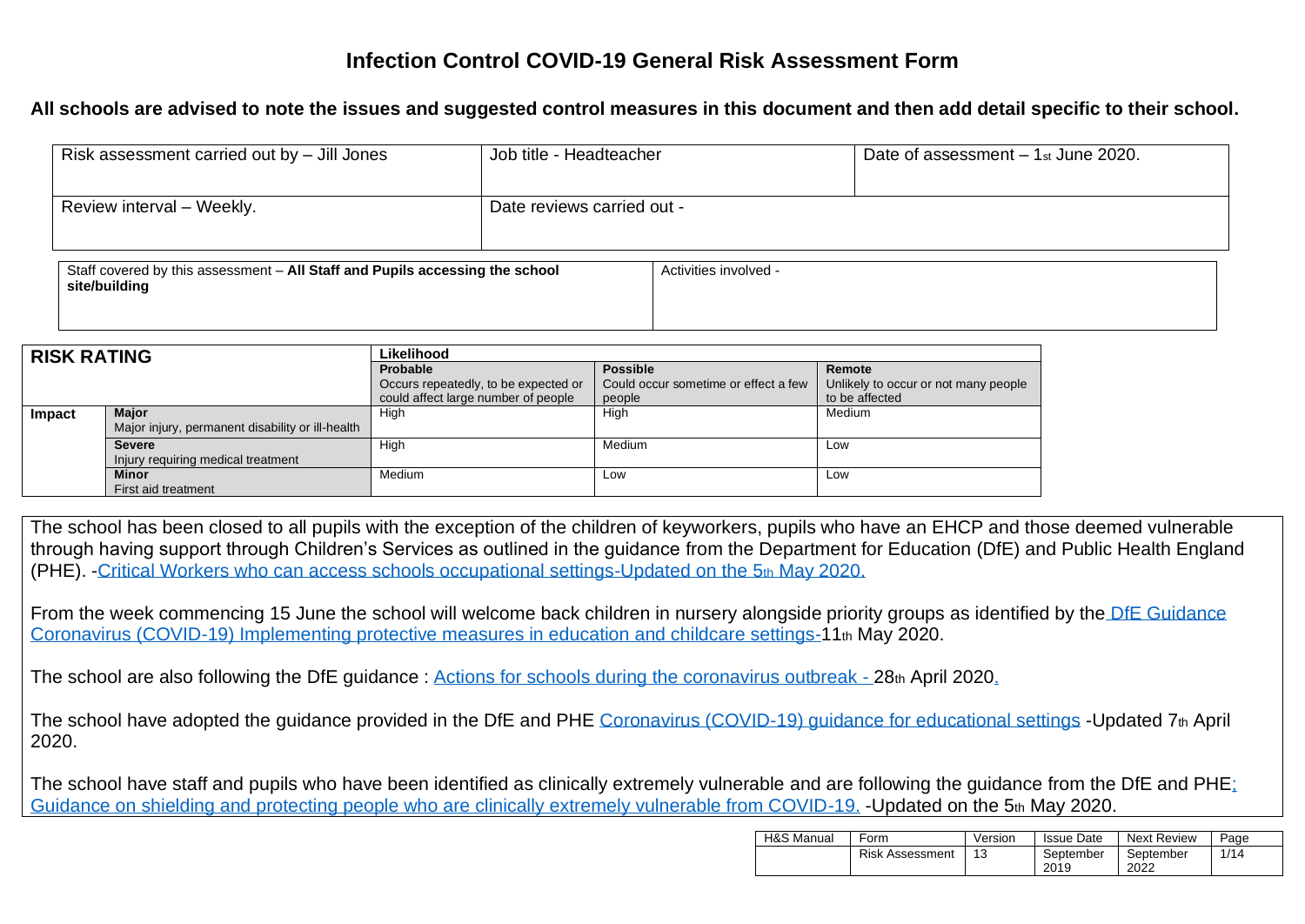# Infection Control COVID-19 General Risk Assessment Form

**All schools are advised to note the issues and suggested control measures in this document and then add detail specific to their school.**

| Risk assessment carried out by – Jill Jones | Job title - Headteacher | Date of assessment – 1st June 2020. |
|---|---|---|
| Review interval – Weekly. | Date reviews carried out - | |

| Staff covered by this assessment – **All Staff and Pupils accessing the school site/building** | Activities involved - |
|---|---|

| **RISK RATING** | | **Likelihood** | | |
|---|---|---|---|---|
| | | **Probable**<br>Occurs repeatedly, to be expected or could affect large number of people | **Possible**<br>Could occur sometime or effect a few people | **Remote**<br>Unlikely to occur or not many people to be affected |
| **Impact** | **Major**<br>Major injury, permanent disability or ill-health | High | High | Medium |
| | **Severe**<br>Injury requiring medical treatment | High | Medium | Low |
| | **Minor**<br>First aid treatment | Medium | Low | Low |

The school has been closed to all pupils with the exception of the children of keyworkers, pupils who have an EHCP and those deemed vulnerable through having support through Children's Services as outlined in the guidance from the Department for Education (DfE) and Public Health England (PHE). -Critical Workers who can access schools occupational settings-Updated on the 5th May 2020.

From the week commencing 15 June the school will welcome back children in nursery alongside priority groups as identified by the DfE Guidance Coronavirus (COVID-19) Implementing protective measures in education and childcare settings-11th May 2020.

The school are also following the DfE guidance : Actions for schools during the coronavirus outbreak - 28th April 2020.

The school have adopted the guidance provided in the DfE and PHE Coronavirus (COVID-19) guidance for educational settings -Updated 7th April 2020.

The school have staff and pupils who have been identified as clinically extremely vulnerable and are following the guidance from the DfE and PHE: Guidance on shielding and protecting people who are clinically extremely vulnerable from COVID-19. -Updated on the 5th May 2020.

| H&S Manual | Form | Version | Issue Date | Next Review |
|---|---|---|---|---|
| | Risk Assessment | 13 | September 2019 | September 2022 |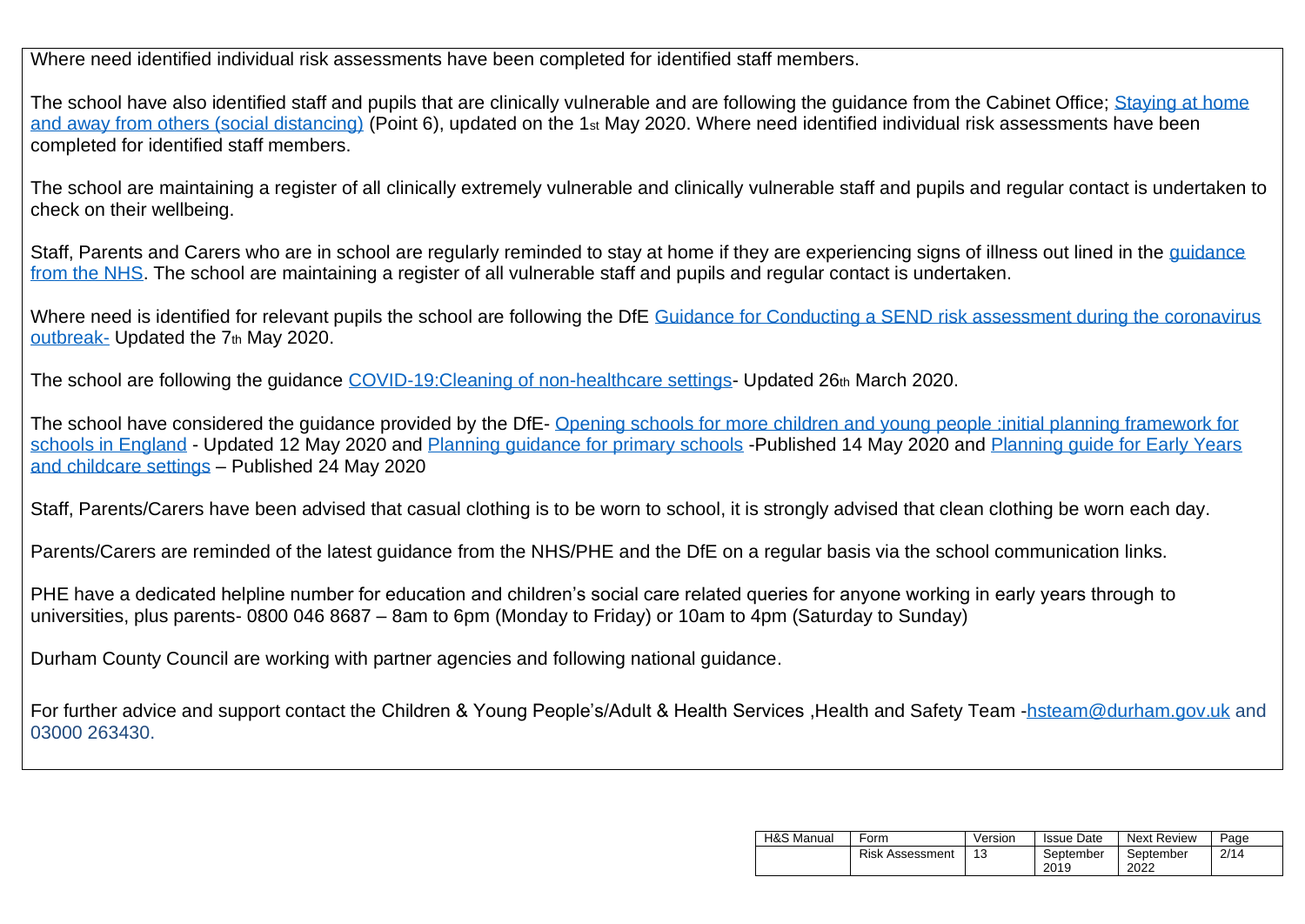Where need identified individual risk assessments have been completed for identified staff members.

The school have also identified staff and pupils that are clinically vulnerable and are following the guidance from the Cabinet Office; [Staying at home and away from others (social distancing)] (Point 6), updated on the 1st May 2020. Where need identified individual risk assessments have been completed for identified staff members.

The school are maintaining a register of all clinically extremely vulnerable and clinically vulnerable staff and pupils and regular contact is undertaken to check on their wellbeing.

Staff, Parents and Carers who are in school are regularly reminded to stay at home if they are experiencing signs of illness out lined in the [guidance from the NHS]. The school are maintaining a register of all vulnerable staff and pupils and regular contact is undertaken.

Where need is identified for relevant pupils the school are following the DfE [Guidance for Conducting a SEND risk assessment during the coronavirus outbreak-] Updated the 7th May 2020.

The school are following the guidance [COVID-19:Cleaning of non-healthcare settings]- Updated 26th March 2020.

The school have considered the guidance provided by the DfE- [Opening schools for more children and young people :initial planning framework for schools in England] - Updated 12 May 2020 and [Planning guidance for primary schools] -Published 14 May 2020 and [Planning guide for Early Years and childcare settings] – Published 24 May 2020

Staff, Parents/Carers have been advised that casual clothing is to be worn to school, it is strongly advised that clean clothing be worn each day.

Parents/Carers are reminded of the latest guidance from the NHS/PHE and the DfE on a regular basis via the school communication links.

PHE have a dedicated helpline number for education and children's social care related queries for anyone working in early years through to universities, plus parents- 0800 046 8687 – 8am to 6pm (Monday to Friday) or 10am to 4pm (Saturday to Sunday)

Durham County Council are working with partner agencies and following national guidance.

For further advice and support contact the Children & Young People's/Adult & Health Services ,Health and Safety Team -hsteam@durham.gov.uk and 03000 263430.

| H&S Manual | Form | Version | Issue Date | Next Review | Page |
|---|---|---|---|---|---|
| | Risk Assessment | 13 | September 2019 | September 2022 | 2/14 |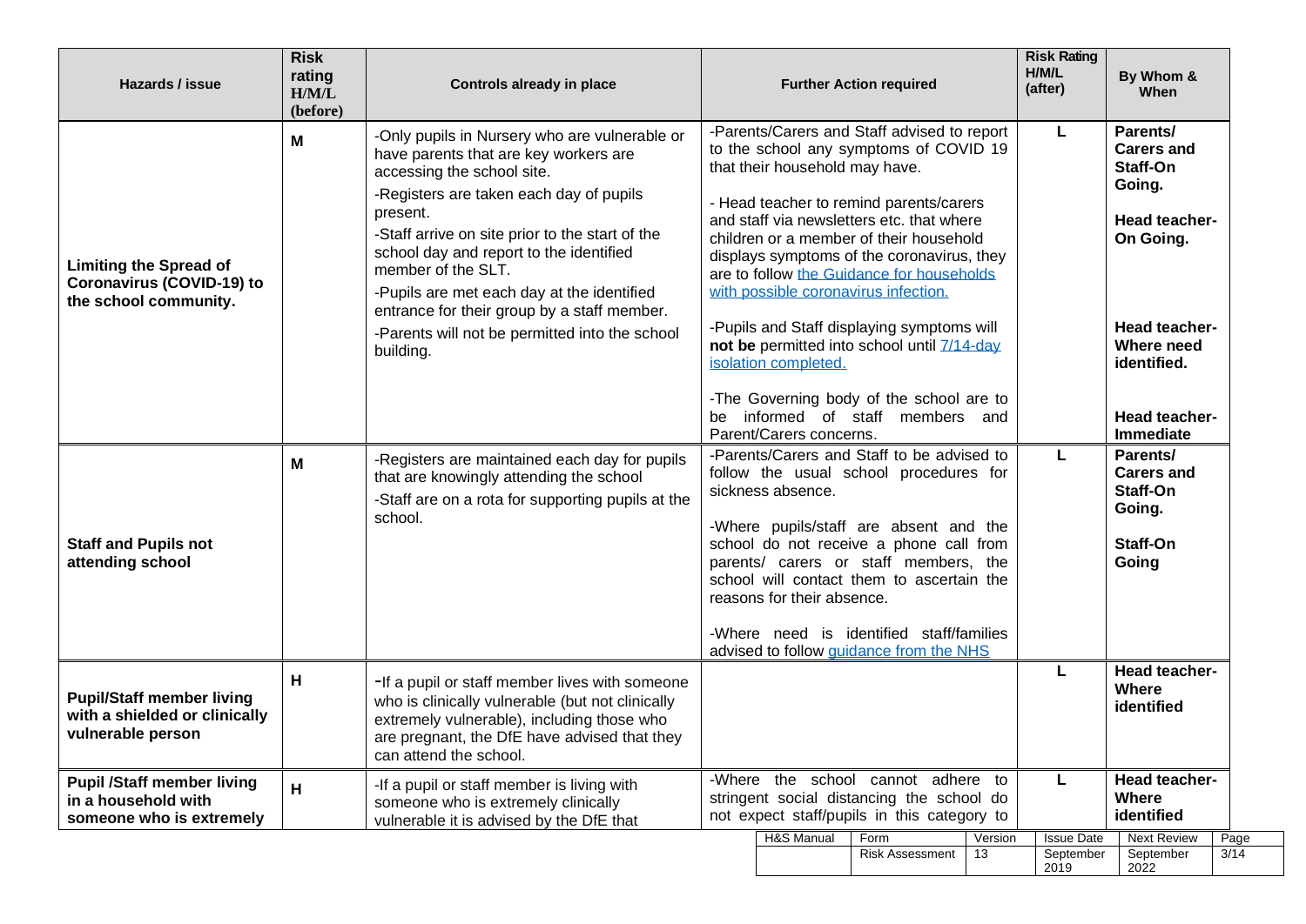| Hazards / issue | Risk rating H/M/L (before) | Controls already in place | Further Action required | Risk Rating H/M/L (after) | By Whom & When |
|---|---|---|---|---|---|
| **Limiting the Spread of Coronavirus (COVID-19) to the school community.** | M | -Only pupils in Nursery who are vulnerable or have parents that are key workers are accessing the school site.<br>-Registers are taken each day of pupils present.<br>-Staff arrive on site prior to the start of the school day and report to the identified member of the SLT.<br>-Pupils are met each day at the identified entrance for their group by a staff member.<br>-Parents will not be permitted into the school building. | -Parents/Carers and Staff advised to report to the school any symptoms of COVID 19 that their household may have.<br><br>- Head teacher to remind parents/carers and staff via newsletters etc. that where children or a member of their household displays symptoms of the coronavirus, they are to follow [the Guidance for households with possible coronavirus infection.](#)<br><br>-Pupils and Staff displaying symptoms will **not be** permitted into school until [7/14-day isolation completed.](#)<br><br>-The Governing body of the school are to be informed of staff members and Parent/Carers concerns. | L | **Parents/ Carers and Staff-On Going.**<br><br>**Head teacher-On Going.**<br><br>**Head teacher-Where need identified.**<br><br>**Head teacher-Immediate** |
| **Staff and Pupils not attending school** | M | -Registers are maintained each day for pupils that are knowingly attending the school<br>-Staff are on a rota for supporting pupils at the school. | -Parents/Carers and Staff to be advised to follow the usual school procedures for sickness absence.<br><br>-Where pupils/staff are absent and the school do not receive a phone call from parents/ carers or staff members, the school will contact them to ascertain the reasons for their absence.<br><br>-Where need is identified staff/families advised to follow [guidance from the NHS](#) | L | **Parents/ Carers and Staff-On Going.**<br><br>**Staff-On Going** |
| **Pupil/Staff member living with a shielded or clinically vulnerable person** | H | -If a pupil or staff member lives with someone who is clinically vulnerable (but not clinically extremely vulnerable), including those who are pregnant, the DfE have advised that they can attend the school. | | L | **Head teacher-Where identified** |
| **Pupil /Staff member living in a household with someone who is extremely** | H | -If a pupil or staff member is living with someone who is extremely clinically vulnerable it is advised by the DfE that | -Where the school cannot adhere to stringent social distancing the school do not expect staff/pupils in this category to | L | **Head teacher-Where identified** |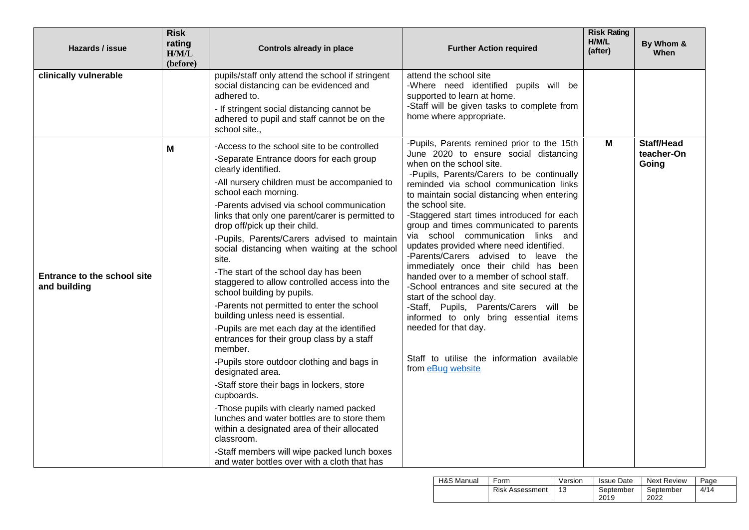| Hazards / issue | Risk rating H/M/L (before) | Controls already in place | Further Action required | Risk Rating H/M/L (after) | By Whom & When |
|---|---|---|---|---|---|
| **clinically vulnerable** | | pupils/staff only attend the school if stringent social distancing can be evidenced and adhered to.<br>- If stringent social distancing cannot be adhered to pupil and staff cannot be on the school site., | attend the school site<br>-Where need identified pupils will be supported to learn at home.<br>-Staff will be given tasks to complete from home where appropriate. | | |
| **Entrance to the school site and building** | **M** | -Access to the school site to be controlled<br>-Separate Entrance doors for each group clearly identified.<br>-All nursery children must be accompanied to school each morning.<br>-Parents advised via school communication links that only one parent/carer is permitted to drop off/pick up their child.<br>-Pupils, Parents/Carers advised to maintain social distancing when waiting at the school site.<br>-The start of the school day has been staggered to allow controlled access into the school building by pupils.<br>-Parents not permitted to enter the school building unless need is essential.<br>-Pupils are met each day at the identified entrances for their group class by a staff member.<br>-Pupils store outdoor clothing and bags in designated area.<br>-Staff store their bags in lockers, store cupboards.<br>-Those pupils with clearly named packed lunches and water bottles are to store them within a designated area of their allocated classroom.<br>-Staff members will wipe packed lunch boxes and water bottles over with a cloth that has | -Pupils, Parents remined prior to the 15th June 2020 to ensure social distancing when on the school site.<br>-Pupils, Parents/Carers to be continually reminded via school communication links to maintain social distancing when entering the school site.<br>-Staggered start times introduced for each group and times communicated to parents via school communication links and updates provided where need identified.<br>-Parents/Carers advised to leave the immediately once their child has been handed over to a member of school staff.<br>-School entrances and site secured at the start of the school day.<br>-Staff, Pupils, Parents/Carers will be informed to only bring essential items needed for that day.<br><br>Staff to utilise the information available from eBug website | **M** | **Staff/Head teacher-On Going** |

| H&S Manual | Form | Version | Issue Date | Next Review | Page |
|---|---|---|---|---|---|
| | Risk Assessment | 13 | September 2019 | September 2022 | 4/14 |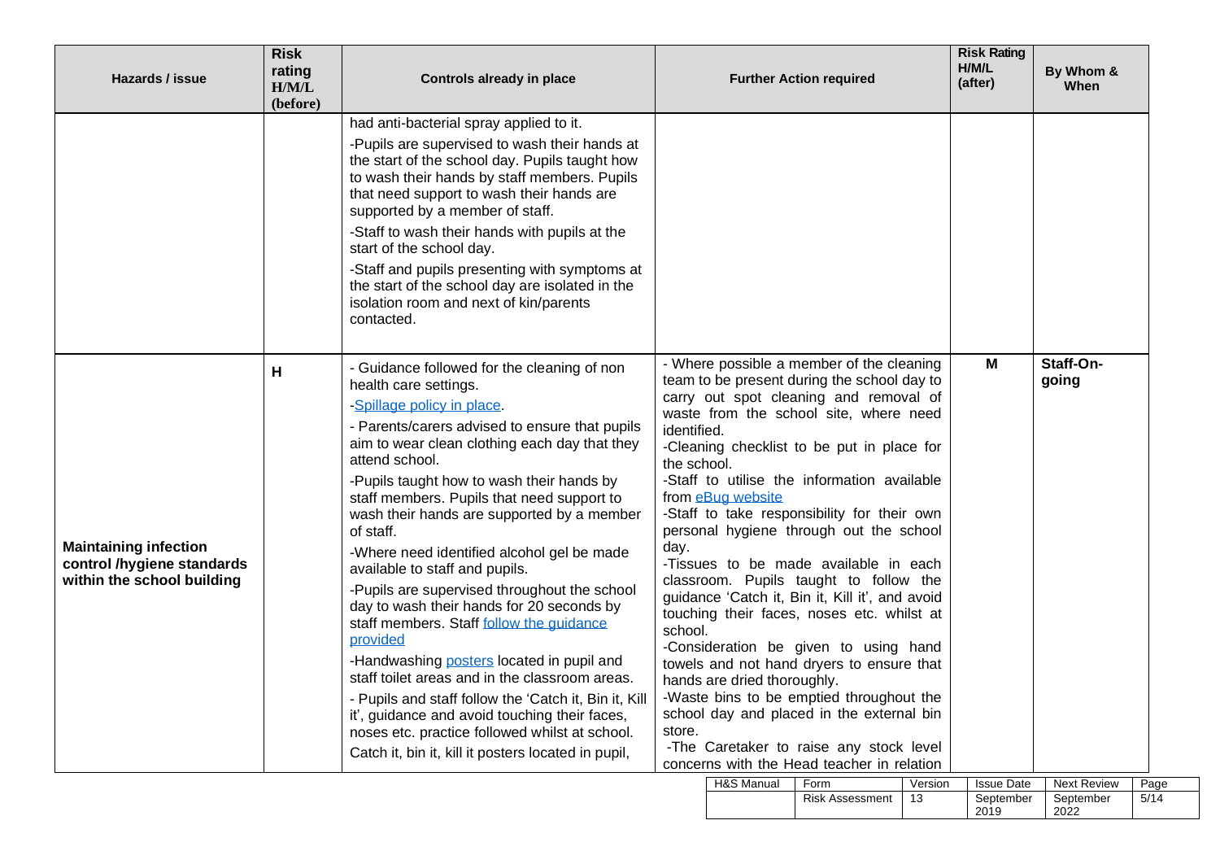| Hazards / issue | Risk rating H/M/L (before) | Controls already in place | Further Action required | Risk Rating H/M/L (after) | By Whom & When |
|---|---|---|---|---|---|
| | | had anti-bacterial spray applied to it.<br>-Pupils are supervised to wash their hands at the start of the school day. Pupils taught how to wash their hands by staff members. Pupils that need support to wash their hands are supported by a member of staff.<br>-Staff to wash their hands with pupils at the start of the school day.<br>-Staff and pupils presenting with symptoms at the start of the school day are isolated in the isolation room and next of kin/parents contacted. | | | |
| **Maintaining infection control /hygiene standards within the school building** | H | - Guidance followed for the cleaning of non health care settings.<br>-Spillage policy in place.<br>- Parents/carers advised to ensure that pupils aim to wear clean clothing each day that they attend school.<br>-Pupils taught how to wash their hands by staff members. Pupils that need support to wash their hands are supported by a member of staff.<br>-Where need identified alcohol gel be made available to staff and pupils.<br>-Pupils are supervised throughout the school day to wash their hands for 20 seconds by staff members. Staff follow the guidance provided<br>-Handwashing posters located in pupil and staff toilet areas and in the classroom areas.<br>- Pupils and staff follow the 'Catch it, Bin it, Kill it', guidance and avoid touching their faces, noses etc. practice followed whilst at school.<br>Catch it, bin it, kill it posters located in pupil, | - Where possible a member of the cleaning team to be present during the school day to carry out spot cleaning and removal of waste from the school site, where need identified.<br>-Cleaning checklist to be put in place for the school.<br>-Staff to utilise the information available from eBug website<br>-Staff to take responsibility for their own personal hygiene through out the school day.<br>-Tissues to be made available in each classroom. Pupils taught to follow the guidance 'Catch it, Bin it, Kill it', and avoid touching their faces, noses etc. whilst at school.<br>-Consideration be given to using hand towels and not hand dryers to ensure that hands are dried thoroughly.<br>-Waste bins to be emptied throughout the school day and placed in the external bin store.<br>-The Caretaker to raise any stock level concerns with the Head teacher in relation | M | **Staff-On-going** |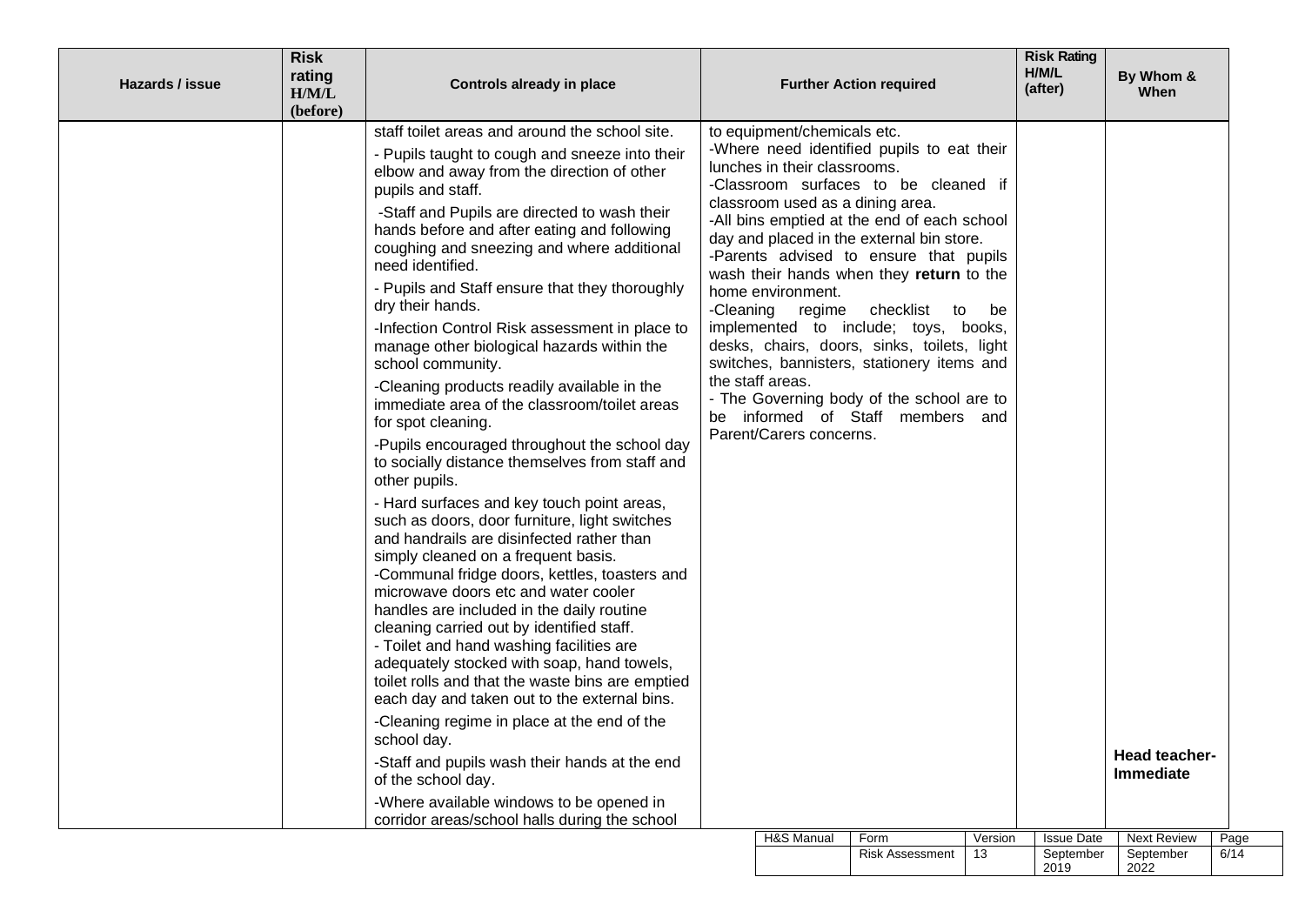| Hazards / issue | Risk rating H/M/L (before) | Controls already in place | Further Action required | Risk Rating H/M/L (after) | By Whom & When |
|---|---|---|---|---|---|
| | | staff toilet areas and around the school site.<br>- Pupils taught to cough and sneeze into their elbow and away from the direction of other pupils and staff.<br>-Staff and Pupils are directed to wash their hands before and after eating and following coughing and sneezing and where additional need identified.<br>- Pupils and Staff ensure that they thoroughly dry their hands.<br>-Infection Control Risk assessment in place to manage other biological hazards within the school community.<br>-Cleaning products readily available in the immediate area of the classroom/toilet areas for spot cleaning.<br>-Pupils encouraged throughout the school day to socially distance themselves from staff and other pupils.<br>- Hard surfaces and key touch point areas, such as doors, door furniture, light switches and handrails are disinfected rather than simply cleaned on a frequent basis.<br>-Communal fridge doors, kettles, toasters and microwave doors etc and water cooler handles are included in the daily routine cleaning carried out by identified staff.<br>- Toilet and hand washing facilities are adequately stocked with soap, hand towels, toilet rolls and that the waste bins are emptied each day and taken out to the external bins.<br>-Cleaning regime in place at the end of the school day.<br>-Staff and pupils wash their hands at the end of the school day.<br>-Where available windows to be opened in corridor areas/school halls during the school | to equipment/chemicals etc.<br>-Where need identified pupils to eat their lunches in their classrooms.<br>-Classroom surfaces to be cleaned if classroom used as a dining area.<br>-All bins emptied at the end of each school day and placed in the external bin store.<br>-Parents advised to ensure that pupils wash their hands when they **return** to the home environment.<br>-Cleaning regime checklist to be implemented to include; toys, books, desks, chairs, doors, sinks, toilets, light switches, bannisters, stationery items and the staff areas.<br>- The Governing body of the school are to be informed of Staff members and Parent/Carers concerns. | | **Head teacher-Immediate** |

| H&S Manual | Form | Version | Issue Date | Next Review | Page |
|---|---|---|---|---|---|
| | Risk Assessment | 13 | September 2019 | September 2022 | 6/14 |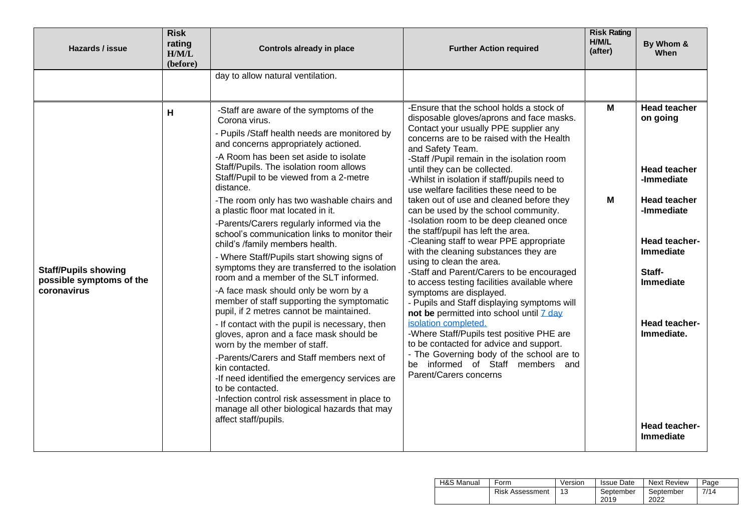| Hazards / issue | Risk rating H/M/L (before) | Controls already in place | Further Action required | Risk Rating H/M/L (after) | By Whom & When |
|---|---|---|---|---|---|
| | | day to allow natural ventilation. | | | |
| **Staff/Pupils showing possible symptoms of the coronavirus** | **H** | -Staff are aware of the symptoms of the Corona virus.<br>- Pupils /Staff health needs are monitored by and concerns appropriately actioned.<br>-A Room has been set aside to isolate Staff/Pupils. The isolation room allows Staff/Pupil to be viewed from a 2-metre distance.<br>-The room only has two washable chairs and a plastic floor mat located in it.<br>-Parents/Carers regularly informed via the school's communication links to monitor their child's /family members health.<br>- Where Staff/Pupils start showing signs of symptoms they are transferred to the isolation room and a member of the SLT informed.<br>-A face mask should only be worn by a member of staff supporting the symptomatic pupil, if 2 metres cannot be maintained.<br>- If contact with the pupil is necessary, then gloves, apron and a face mask should be worn by the member of staff.<br>-Parents/Carers and Staff members next of kin contacted.<br>-If need identified the emergency services are to be contacted.<br>-Infection control risk assessment in place to manage all other biological hazards that may affect staff/pupils. | -Ensure that the school holds a stock of disposable gloves/aprons and face masks. Contact your usually PPE supplier any concerns are to be raised with the Health and Safety Team.<br>-Staff /Pupil remain in the isolation room until they can be collected.<br>-Whilst in isolation if staff/pupils need to use welfare facilities these need to be taken out of use and cleaned before they can be used by the school community.<br>-Isolation room to be deep cleaned once the staff/pupil has left the area.<br>-Cleaning staff to wear PPE appropriate with the cleaning substances they are using to clean the area.<br>-Staff and Parent/Carers to be encouraged to access testing facilities available where symptoms are displayed.<br>- Pupils and Staff displaying symptoms will **not be** permitted into school until 7 day isolation completed.<br>-Where Staff/Pupils test positive PHE are to be contacted for advice and support.<br>- The Governing body of the school are to be informed of Staff members and Parent/Carers concerns | **M**<br><br>**M** | **Head teacher on going**<br><br>**Head teacher -Immediate**<br><br>**Head teacher -Immediate**<br><br>**Head teacher-Immediate**<br><br>**Staff-Immediate**<br><br>**Head teacher-Immediate.**<br><br>**Head teacher-Immediate** |

| H&S Manual | Form | Version | Issue Date | Next Review | Page |
|---|---|---|---|---|---|
| | Risk Assessment | 13 | September 2019 | September 2022 | 7/14 |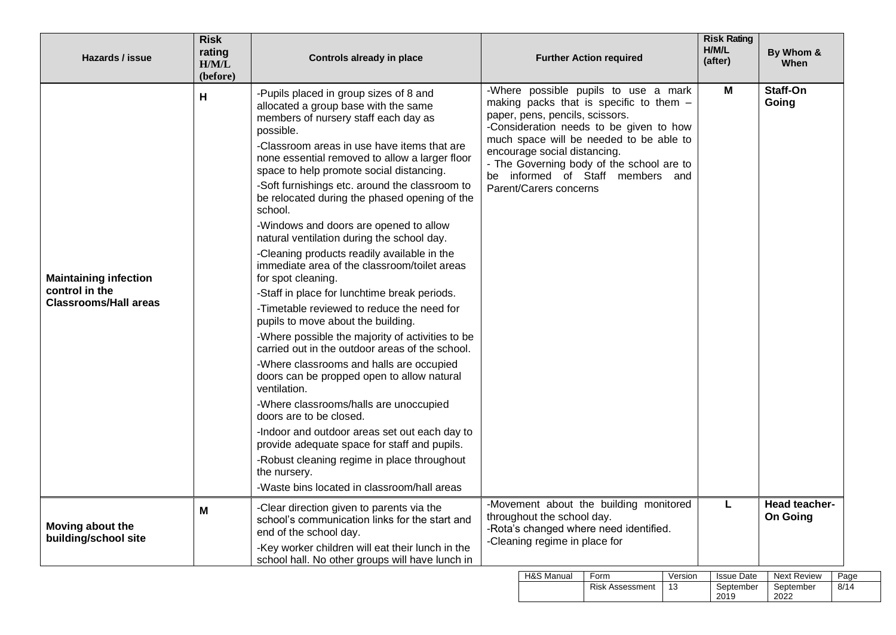| Hazards / issue | Risk rating H/M/L (before) | Controls already in place | Further Action required | Risk Rating H/M/L (after) | By Whom & When |
|---|---|---|---|---|---|
| **Maintaining infection control in the Classrooms/Hall areas** | H | -Pupils placed in group sizes of 8 and allocated a group base with the same members of nursery staff each day as possible.<br>-Classroom areas in use have items that are none essential removed to allow a larger floor space to help promote social distancing.<br>-Soft furnishings etc. around the classroom to be relocated during the phased opening of the school.<br>-Windows and doors are opened to allow natural ventilation during the school day.<br>-Cleaning products readily available in the immediate area of the classroom/toilet areas for spot cleaning.<br>-Staff in place for lunchtime break periods.<br>-Timetable reviewed to reduce the need for pupils to move about the building.<br>-Where possible the majority of activities to be carried out in the outdoor areas of the school.<br>-Where classrooms and halls are occupied doors can be propped open to allow natural ventilation.<br>-Where classrooms/halls are unoccupied doors are to be closed.<br>-Indoor and outdoor areas set out each day to provide adequate space for staff and pupils.<br>-Robust cleaning regime in place throughout the nursery.<br>-Waste bins located in classroom/hall areas | -Where possible pupils to use a mark making packs that is specific to them – paper, pens, pencils, scissors.<br>-Consideration needs to be given to how much space will be needed to be able to encourage social distancing.<br>- The Governing body of the school are to be informed of Staff members and Parent/Carers concerns | M | **Staff-On Going** |
| **Moving about the building/school site** | M | -Clear direction given to parents via the school's communication links for the start and end of the school day.<br>-Key worker children will eat their lunch in the school hall. No other groups will have lunch in | -Movement about the building monitored throughout the school day.<br>-Rota's changed where need identified.<br>-Cleaning regime in place for | L | **Head teacher-On Going** |

| H&S Manual | Form | Version | Issue Date | Next Review | Page |
|---|---|---|---|---|---|
| | Risk Assessment | 13 | September 2019 | September 2022 | 8/14 |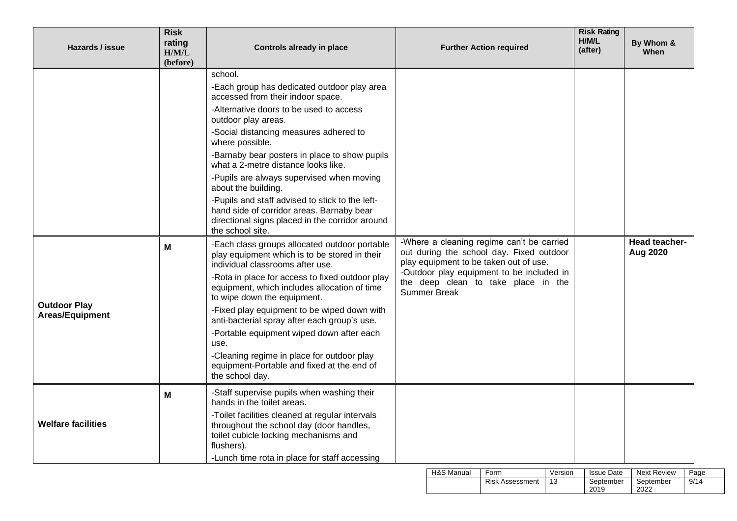| Hazards / issue | Risk rating H/M/L (before) | Controls already in place | Further Action required | Risk Rating H/M/L (after) | By Whom & When |
|---|---|---|---|---|---|
| | | school.<br>-Each group has dedicated outdoor play area accessed from their indoor space.<br>-Alternative doors to be used to access outdoor play areas.<br>-Social distancing measures adhered to where possible.<br>-Barnaby bear posters in place to show pupils what a 2-metre distance looks like.<br>-Pupils are always supervised when moving about the building.<br>-Pupils and staff advised to stick to the left-hand side of corridor areas. Barnaby bear directional signs placed in the corridor around the school site. | | | |
| **Outdoor Play Areas/Equipment** | **M** | -Each class groups allocated outdoor portable play equipment which is to be stored in their individual classrooms after use.<br>-Rota in place for access to fixed outdoor play equipment, which includes allocation of time to wipe down the equipment.<br>-Fixed play equipment to be wiped down with anti-bacterial spray after each group's use.<br>-Portable equipment wiped down after each use.<br>-Cleaning regime in place for outdoor play equipment-Portable and fixed at the end of the school day. | -Where a cleaning regime can't be carried out during the school day. Fixed outdoor play equipment to be taken out of use.<br>-Outdoor play equipment to be included in the deep clean to take place in the Summer Break | | **Head teacher- Aug 2020** |
| **Welfare facilities** | **M** | -Staff supervise pupils when washing their hands in the toilet areas.<br>-Toilet facilities cleaned at regular intervals throughout the school day (door handles, toilet cubicle locking mechanisms and flushers).<br>-Lunch time rota in place for staff accessing | | | |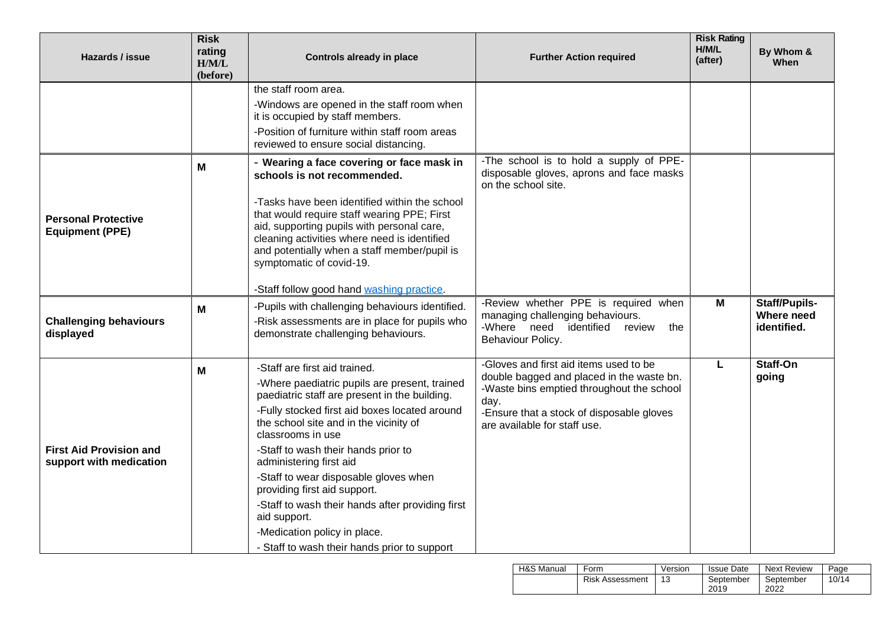| Hazards / issue | Risk rating H/M/L (before) | Controls already in place | Further Action required | Risk Rating H/M/L (after) | By Whom & When |
|---|---|---|---|---|---|
| | | the staff room area.<br>-Windows are opened in the staff room when it is occupied by staff members.<br>-Position of furniture within staff room areas reviewed to ensure social distancing. | | | |
| **Personal Protective Equipment (PPE)** | **M** | **- Wearing a face covering or face mask in schools is not recommended.**<br><br>-Tasks have been identified within the school that would require staff wearing PPE; First aid, supporting pupils with personal care, cleaning activities where need is identified and potentially when a staff member/pupil is symptomatic of covid-19.<br><br>-Staff follow good hand washing practice. | -The school is to hold a supply of PPE- disposable gloves, aprons and face masks on the school site. | | |
| **Challenging behaviours displayed** | **M** | -Pupils with challenging behaviours identified.<br>-Risk assessments are in place for pupils who demonstrate challenging behaviours. | -Review whether PPE is required when managing challenging behaviours.<br>-Where need identified review the Behaviour Policy. | **M** | **Staff/Pupils- Where need identified.** |
| **First Aid Provision and support with medication** | **M** | -Staff are first aid trained.<br>-Where paediatric pupils are present, trained paediatric staff are present in the building.<br>-Fully stocked first aid boxes located around the school site and in the vicinity of classrooms in use<br>-Staff to wash their hands prior to administering first aid<br>-Staff to wear disposable gloves when providing first aid support.<br>-Staff to wash their hands after providing first aid support.<br>-Medication policy in place.<br>- Staff to wash their hands prior to support | -Gloves and first aid items used to be double bagged and placed in the waste bn.<br>-Waste bins emptied throughout the school day.<br>-Ensure that a stock of disposable gloves are available for staff use. | **L** | **Staff-On going** |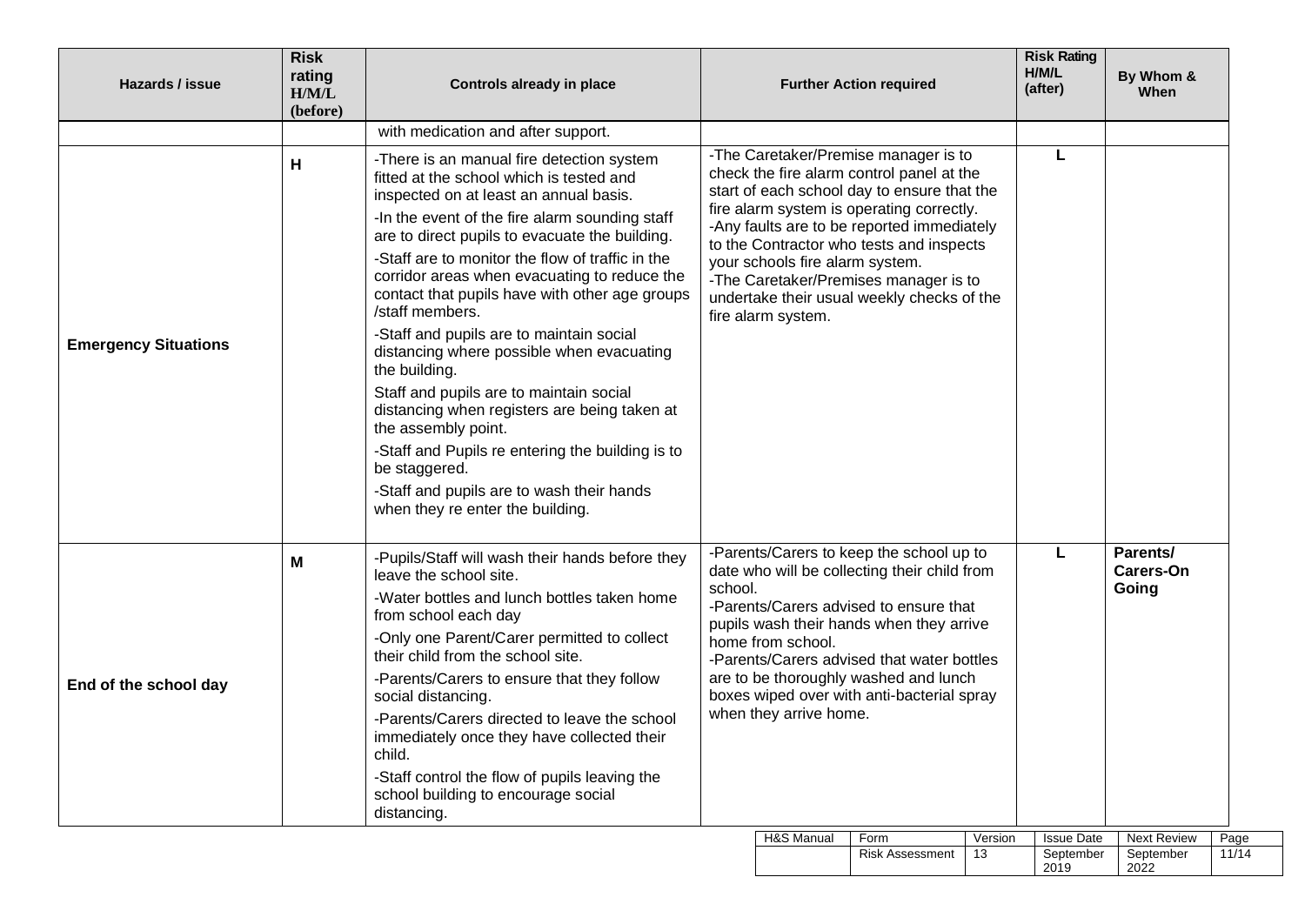| Hazards / issue | Risk rating H/M/L (before) | Controls already in place | Further Action required | Risk Rating H/M/L (after) | By Whom & When |
|---|---|---|---|---|---|
| | | with medication and after support. | | | |
| **Emergency Situations** | **H** | -There is an manual fire detection system fitted at the school which is tested and inspected on at least an annual basis.<br>-In the event of the fire alarm sounding staff are to direct pupils to evacuate the building.<br>-Staff are to monitor the flow of traffic in the corridor areas when evacuating to reduce the contact that pupils have with other age groups /staff members.<br>-Staff and pupils are to maintain social distancing where possible when evacuating the building.<br>Staff and pupils are to maintain social distancing when registers are being taken at the assembly point.<br>-Staff and Pupils re entering the building is to be staggered.<br>-Staff and pupils are to wash their hands when they re enter the building. | -The Caretaker/Premise manager is to check the fire alarm control panel at the start of each school day to ensure that the fire alarm system is operating correctly.<br>-Any faults are to be reported immediately to the Contractor who tests and inspects your schools fire alarm system.<br>-The Caretaker/Premises manager is to undertake their usual weekly checks of the fire alarm system. | **L** | |
| **End of the school day** | **M** | -Pupils/Staff will wash their hands before they leave the school site.<br>-Water bottles and lunch bottles taken home from school each day<br>-Only one Parent/Carer permitted to collect their child from the school site.<br>-Parents/Carers to ensure that they follow social distancing.<br>-Parents/Carers directed to leave the school immediately once they have collected their child.<br>-Staff control the flow of pupils leaving the school building to encourage social distancing. | -Parents/Carers to keep the school up to date who will be collecting their child from school.<br>-Parents/Carers advised to ensure that pupils wash their hands when they arrive home from school.<br>-Parents/Carers advised that water bottles are to be thoroughly washed and lunch boxes wiped over with anti-bacterial spray when they arrive home. | **L** | **Parents/ Carers-On Going** |

| H&S Manual | Form | Version | Issue Date | Next Review | Page |
|---|---|---|---|---|---|
| | Risk Assessment | 13 | September 2019 | September 2022 | 11/14 |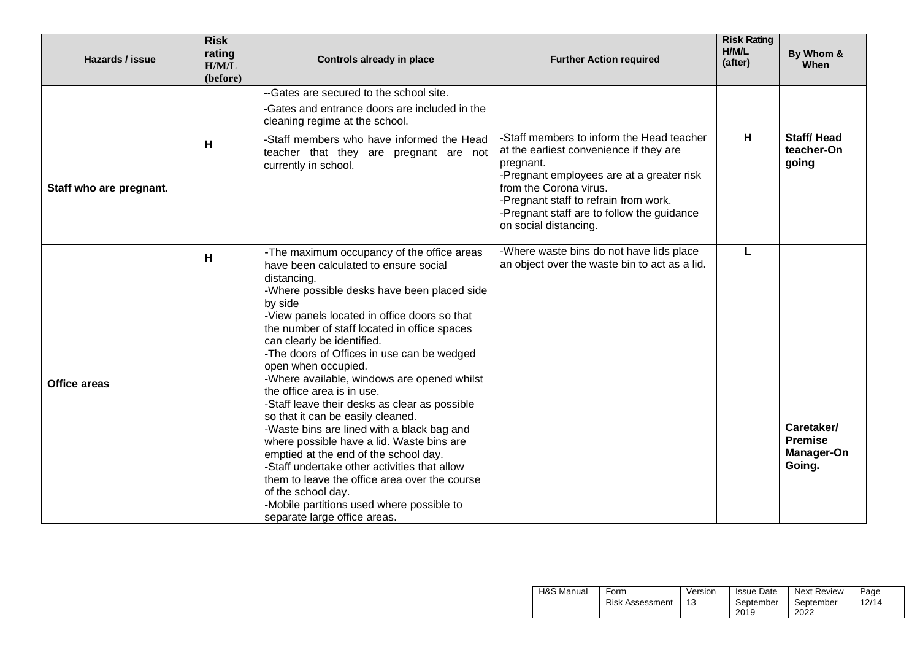| Hazards / issue | Risk rating H/M/L (before) | Controls already in place | Further Action required | Risk Rating H/M/L (after) | By Whom & When |
|---|---|---|---|---|---|
| | | --Gates are secured to the school site.<br>-Gates and entrance doors are included in the cleaning regime at the school. | | | |
| **Staff who are pregnant.** | **H** | -Staff members who have informed the Head teacher that they are pregnant are not currently in school. | -Staff members to inform the Head teacher at the earliest convenience if they are pregnant.<br>-Pregnant employees are at a greater risk from the Corona virus.<br>-Pregnant staff to refrain from work.<br>-Pregnant staff are to follow the guidance on social distancing. | **H** | **Staff/ Head teacher-On going** |
| **Office areas** | **H** | -The maximum occupancy of the office areas have been calculated to ensure social distancing.<br>-Where possible desks have been placed side by side<br>-View panels located in office doors so that the number of staff located in office spaces can clearly be identified.<br>-The doors of Offices in use can be wedged open when occupied.<br>-Where available, windows are opened whilst the office area is in use.<br>-Staff leave their desks as clear as possible so that it can be easily cleaned.<br>-Waste bins are lined with a black bag and where possible have a lid. Waste bins are emptied at the end of the school day.<br>-Staff undertake other activities that allow them to leave the office area over the course of the school day.<br>-Mobile partitions used where possible to separate large office areas. | -Where waste bins do not have lids place an object over the waste bin to act as a lid. | **L** | **Caretaker/ Premise Manager-On Going.** |

| H&S Manual | Form | Version | Issue Date | Next Review | Page |
|---|---|---|---|---|---|
| | Risk Assessment | 13 | September 2019 | September 2022 | 12/14 |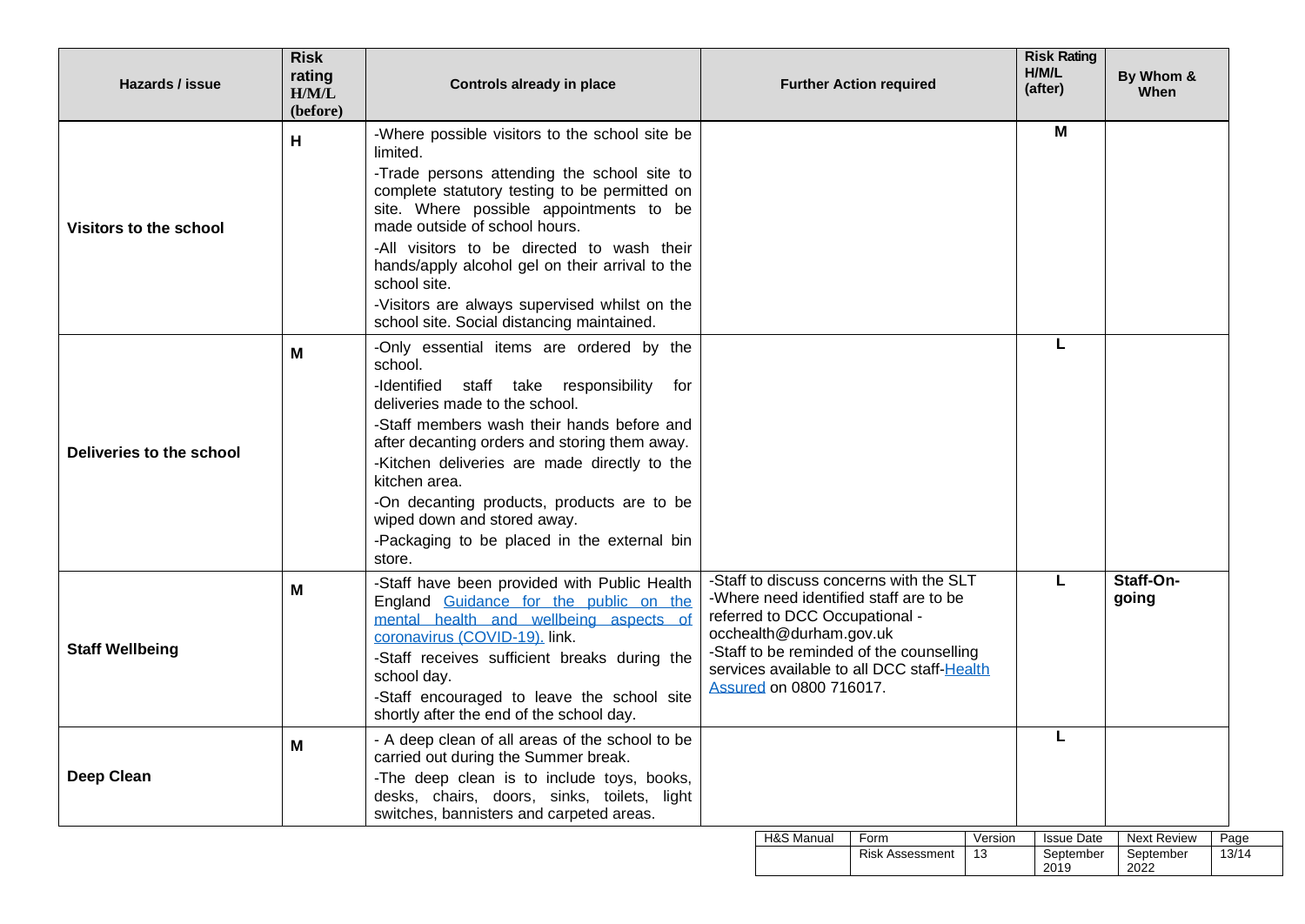| Hazards / issue | Risk rating H/M/L (before) | Controls already in place | Further Action required | Risk Rating H/M/L (after) | By Whom & When |
|---|---|---|---|---|---|
| **Visitors to the school** | H | -Where possible visitors to the school site be limited.<br>-Trade persons attending the school site to complete statutory testing to be permitted on site. Where possible appointments to be made outside of school hours.<br>-All visitors to be directed to wash their hands/apply alcohol gel on their arrival to the school site.<br>-Visitors are always supervised whilst on the school site. Social distancing maintained. | | M | |
| **Deliveries to the school** | M | -Only essential items are ordered by the school.<br>-Identified staff take responsibility for deliveries made to the school.<br>-Staff members wash their hands before and after decanting orders and storing them away.<br>-Kitchen deliveries are made directly to the kitchen area.<br>-On decanting products, products are to be wiped down and stored away.<br>-Packaging to be placed in the external bin store. | | L | |
| **Staff Wellbeing** | M | -Staff have been provided with Public Health England Guidance for the public on the mental health and wellbeing aspects of coronavirus (COVID-19). link.<br>-Staff receives sufficient breaks during the school day.<br>-Staff encouraged to leave the school site shortly after the end of the school day. | -Staff to discuss concerns with the SLT<br>-Where need identified staff are to be referred to DCC Occupational - occhealth@durham.gov.uk<br>-Staff to be reminded of the counselling services available to all DCC staff-Health Assured on 0800 716017. | L | **Staff-On-going** |
| **Deep Clean** | M | - A deep clean of all areas of the school to be carried out during the Summer break.<br>-The deep clean is to include toys, books, desks, chairs, doors, sinks, toilets, light switches, bannisters and carpeted areas. | | L | |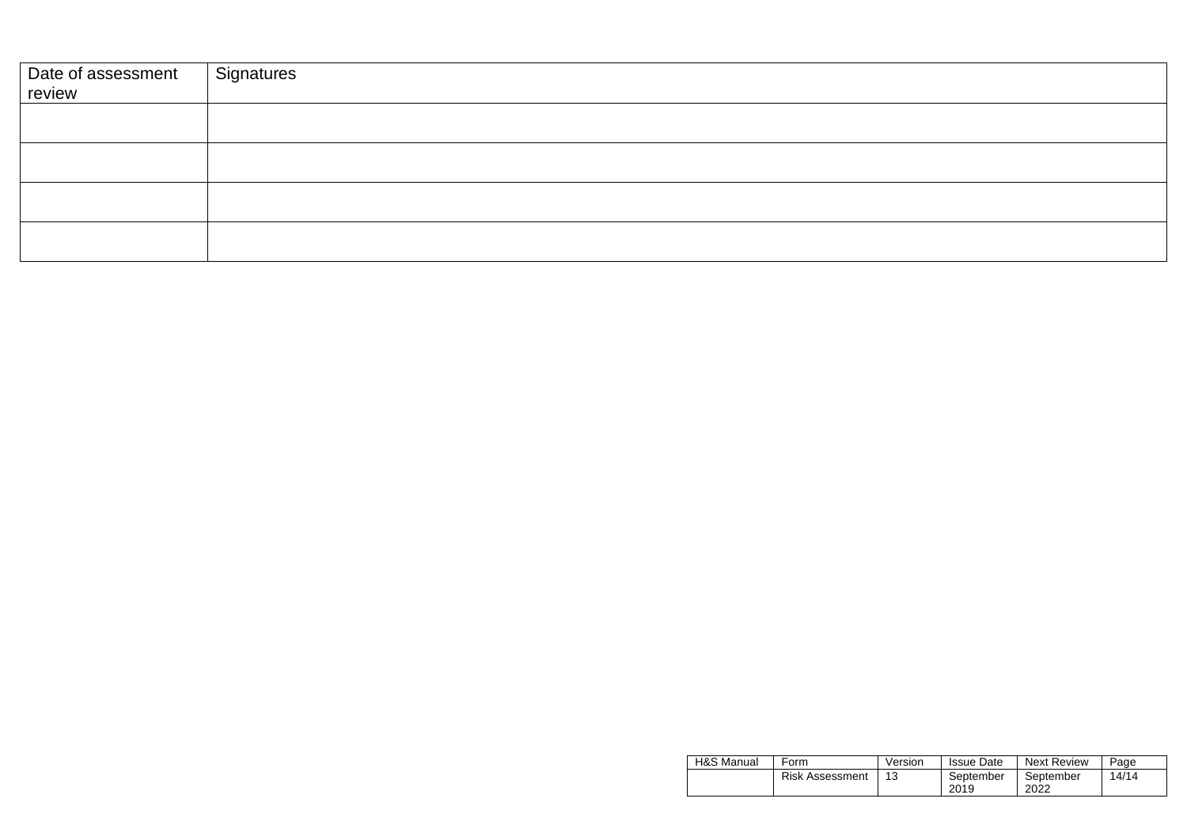| Date of assessment review | Signatures |
| --- | --- |
| | |
| | |
| | |
| | |